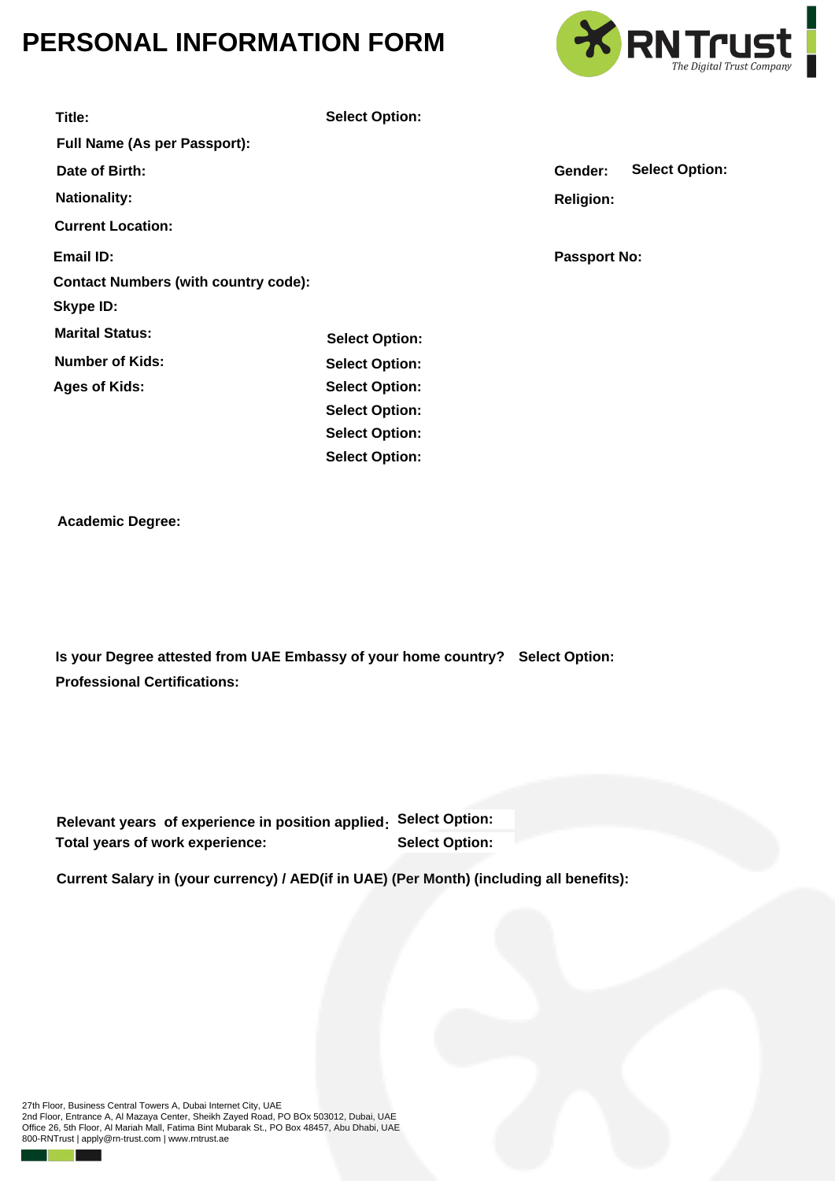# PERSONAL INFORMATION FORM

RN Trust
*The Digital Trust Company*

**Title:** **Select Option:**

**Full Name (As per Passport):**

**Date of Birth:** **Gender:** **Select Option:**

**Nationality:** **Religion:**

**Current Location:**

**Email ID:** **Passport No:**

**Contact Numbers (with country code):**

**Skype ID:**

**Marital Status:** **Select Option:**

**Number of Kids:** **Select Option:**

**Ages of Kids:** **Select Option:**

**Select Option:**

**Select Option:**

**Select Option:**

**Academic Degree:**

**Is your Degree attested from UAE Embassy of your home country?** **Select Option:**

**Professional Certifications:**

**Relevant years of experience in position applied:** **Select Option:**

**Total years of work experience:** **Select Option:**

**Current Salary in (your currency) / AED(if in UAE) (Per Month) (including all benefits):**

27th Floor, Business Central Towers A, Dubai Internet City, UAE
2nd Floor, Entrance A, Al Mazaya Center, Sheikh Zayed Road, PO BOx 503012, Dubai, UAE
Office 26, 5th Floor, Al Mariah Mall, Fatima Bint Mubarak St., PO Box 48457, Abu Dhabi, UAE
800-RNTrust | apply@rn-trust.com | www.rntrust.ae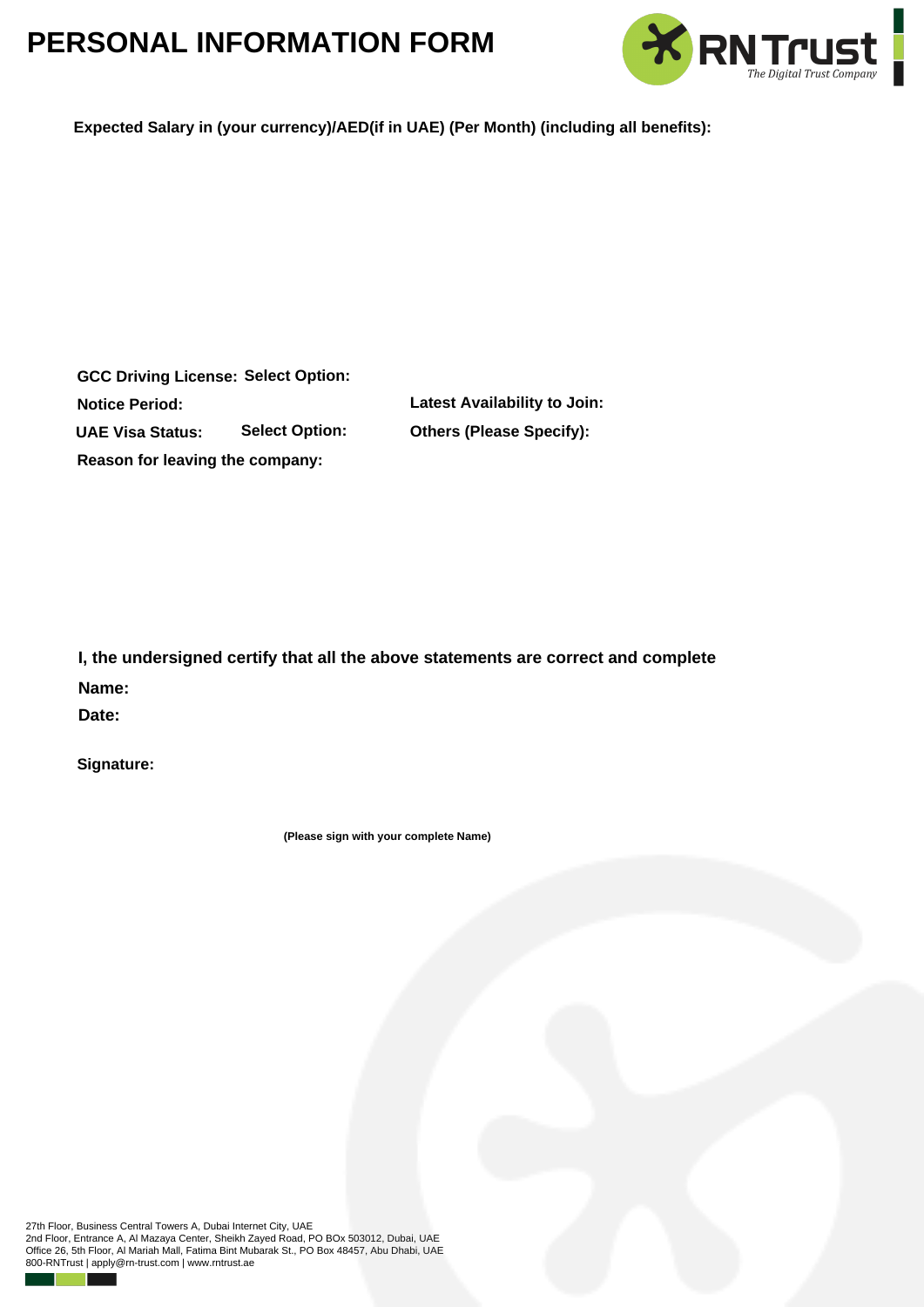# PERSONAL INFORMATION FORM

**Expected Salary in (your currency)/AED(if in UAE) (Per Month) (including all benefits):**

**GCC Driving License:** **Select Option:**

**Notice Period:**

**Latest Availability to Join:**

**UAE Visa Status:** **Select Option:**

**Others (Please Specify):**

**Reason for leaving the company:**

**I, the undersigned certify that all the above statements are correct and complete**

**Name:**

**Date:**

**Signature:**

**(Please sign with your complete Name)**

27th Floor, Business Central Towers A, Dubai Internet City, UAE
2nd Floor, Entrance A, Al Mazaya Center, Sheikh Zayed Road, PO BOx 503012, Dubai, UAE
Office 26, 5th Floor, Al Mariah Mall, Fatima Bint Mubarak St., PO Box 48457, Abu Dhabi, UAE
800-RNTrust | apply@rn-trust.com | www.rntrust.ae